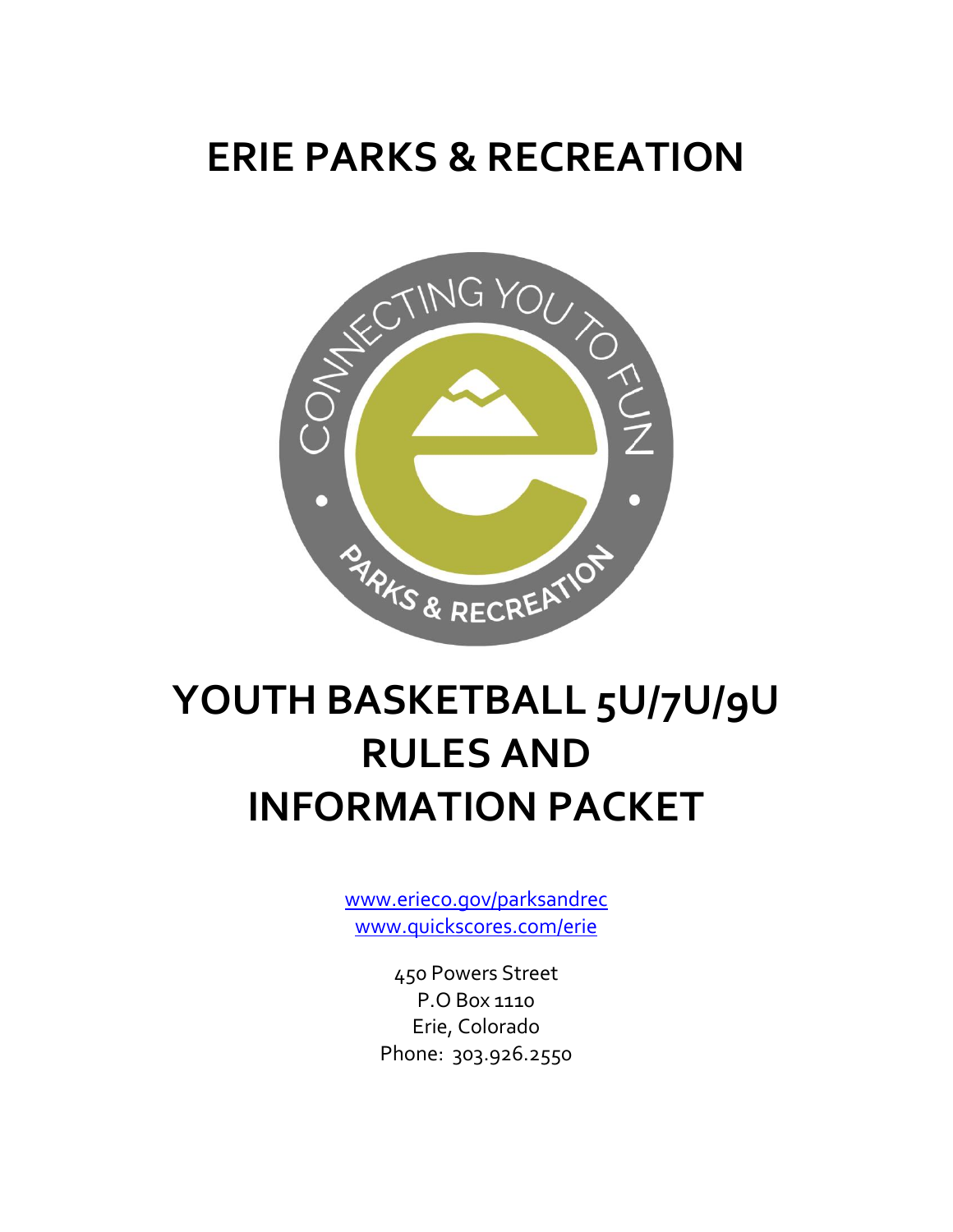# ERIE PARKS & RECREATION

# YOUTH BASKETBALL 5U/7U/9U RULES AND INFORMATION PACKET

www.erieco.gov/parksandrec
www.quickscores.com/erie

450 Powers Street
P.O Box 1110
Erie, Colorado
Phone: 303.926.2550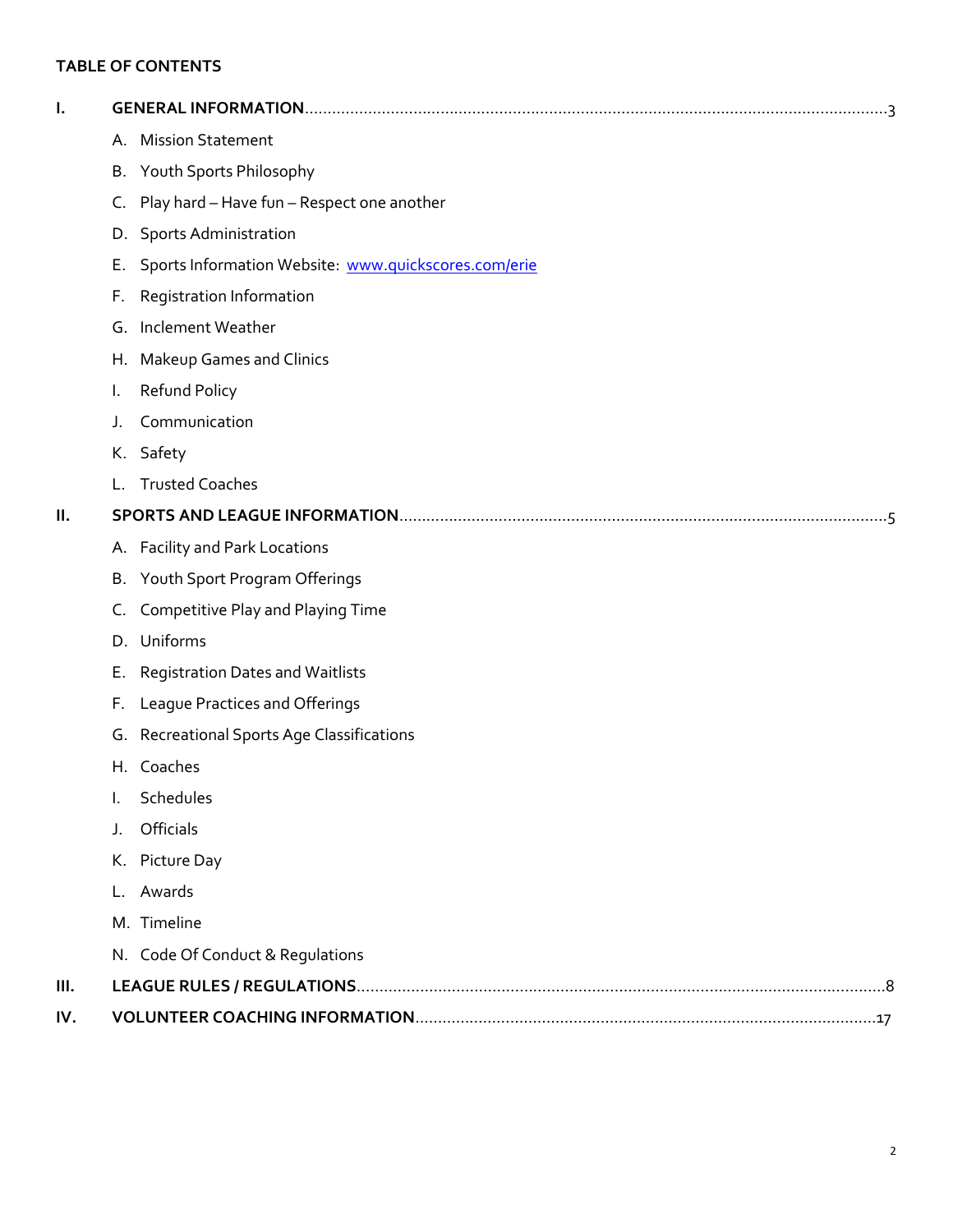**TABLE OF CONTENTS**

**I. GENERAL INFORMATION** .......... 3

- A. Mission Statement
- B. Youth Sports Philosophy
- C. Play hard – Have fun – Respect one another
- D. Sports Administration
- E. Sports Information Website: [www.quickscores.com/erie](www.quickscores.com/erie)
- F. Registration Information
- G. Inclement Weather
- H. Makeup Games and Clinics
- I. Refund Policy
- J. Communication
- K. Safety
- L. Trusted Coaches

**II. SPORTS AND LEAGUE INFORMATION** .......... 5

- A. Facility and Park Locations
- B. Youth Sport Program Offerings
- C. Competitive Play and Playing Time
- D. Uniforms
- E. Registration Dates and Waitlists
- F. League Practices and Offerings
- G. Recreational Sports Age Classifications
- H. Coaches
- I. Schedules
- J. Officials
- K. Picture Day
- L. Awards
- M. Timeline
- N. Code Of Conduct & Regulations

**III. LEAGUE RULES / REGULATIONS** .......... 8

**IV. VOLUNTEER COACHING INFORMATION** .......... 17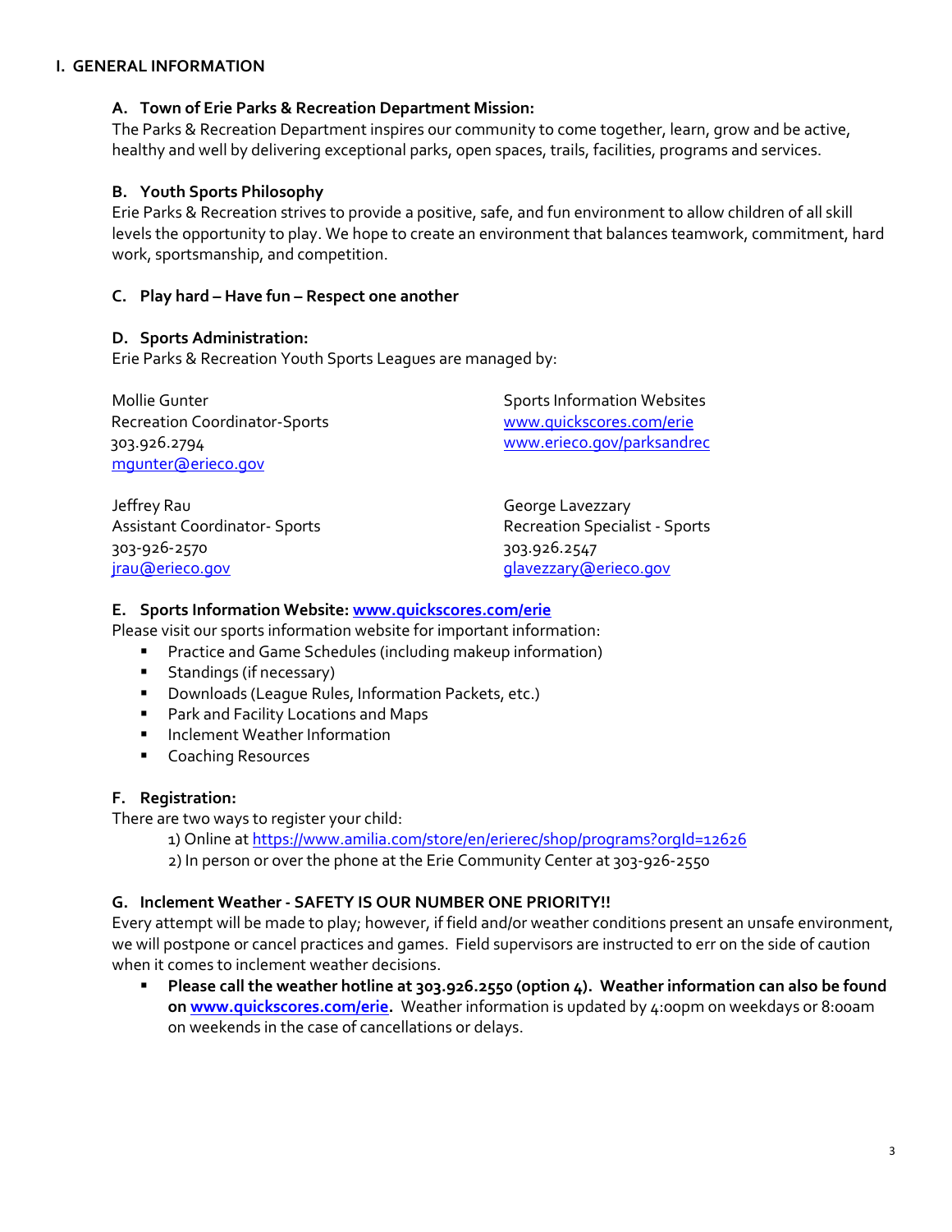# I. GENERAL INFORMATION

## A. Town of Erie Parks & Recreation Department Mission:

The Parks & Recreation Department inspires our community to come together, learn, grow and be active, healthy and well by delivering exceptional parks, open spaces, trails, facilities, programs and services.

## B. Youth Sports Philosophy

Erie Parks & Recreation strives to provide a positive, safe, and fun environment to allow children of all skill levels the opportunity to play. We hope to create an environment that balances teamwork, commitment, hard work, sportsmanship, and competition.

## C. Play hard – Have fun – Respect one another

## D. Sports Administration:

Erie Parks & Recreation Youth Sports Leagues are managed by:

Mollie Gunter
Recreation Coordinator-Sports
303.926.2794
mgunter@erieco.gov

Sports Information Websites
www.quickscores.com/erie
www.erieco.gov/parksandrec

Jeffrey Rau
Assistant Coordinator- Sports
303-926-2570
jrau@erieco.gov

George Lavezzary
Recreation Specialist - Sports
303.926.2547
glavezzary@erieco.gov

## E. Sports Information Website: www.quickscores.com/erie

Please visit our sports information website for important information:

- Practice and Game Schedules (including makeup information)
- Standings (if necessary)
- Downloads (League Rules, Information Packets, etc.)
- Park and Facility Locations and Maps
- Inclement Weather Information
- Coaching Resources

## F. Registration:

There are two ways to register your child:

1) Online at https://www.amilia.com/store/en/erierec/shop/programs?orgId=12626
2) In person or over the phone at the Erie Community Center at 303-926-2550

## G. Inclement Weather - SAFETY IS OUR NUMBER ONE PRIORITY!!

Every attempt will be made to play; however, if field and/or weather conditions present an unsafe environment, we will postpone or cancel practices and games. Field supervisors are instructed to err on the side of caution when it comes to inclement weather decisions.

- **Please call the weather hotline at 303.926.2550 (option 4). Weather information can also be found on www.quickscores.com/erie.** Weather information is updated by 4:00pm on weekdays or 8:00am on weekends in the case of cancellations or delays.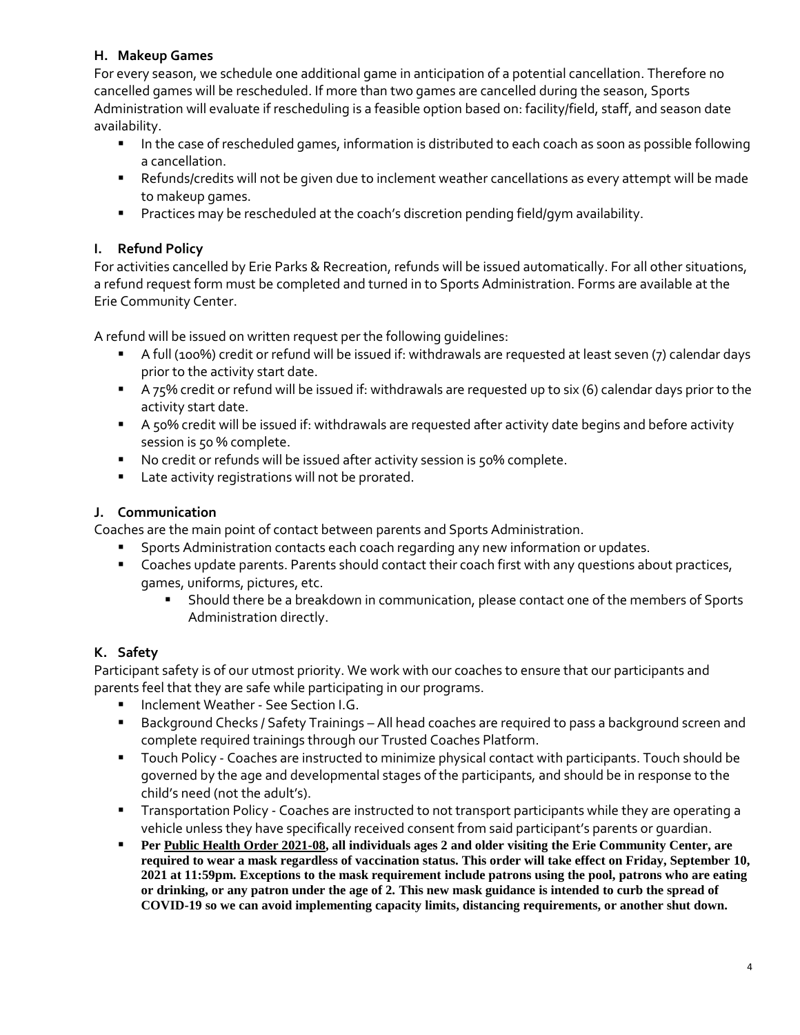### H. Makeup Games

For every season, we schedule one additional game in anticipation of a potential cancellation. Therefore no cancelled games will be rescheduled. If more than two games are cancelled during the season, Sports Administration will evaluate if rescheduling is a feasible option based on: facility/field, staff, and season date availability.

- In the case of rescheduled games, information is distributed to each coach as soon as possible following a cancellation.
- Refunds/credits will not be given due to inclement weather cancellations as every attempt will be made to makeup games.
- Practices may be rescheduled at the coach's discretion pending field/gym availability.

### I. Refund Policy

For activities cancelled by Erie Parks & Recreation, refunds will be issued automatically. For all other situations, a refund request form must be completed and turned in to Sports Administration. Forms are available at the Erie Community Center.

A refund will be issued on written request per the following guidelines:

- A full (100%) credit or refund will be issued if: withdrawals are requested at least seven (7) calendar days prior to the activity start date.
- A 75% credit or refund will be issued if: withdrawals are requested up to six (6) calendar days prior to the activity start date.
- A 50% credit will be issued if: withdrawals are requested after activity date begins and before activity session is 50 % complete.
- No credit or refunds will be issued after activity session is 50% complete.
- Late activity registrations will not be prorated.

### J. Communication

Coaches are the main point of contact between parents and Sports Administration.

- Sports Administration contacts each coach regarding any new information or updates.
- Coaches update parents. Parents should contact their coach first with any questions about practices, games, uniforms, pictures, etc.
  - Should there be a breakdown in communication, please contact one of the members of Sports Administration directly.

### K. Safety

Participant safety is of our utmost priority. We work with our coaches to ensure that our participants and parents feel that they are safe while participating in our programs.

- Inclement Weather - See Section I.G.
- Background Checks / Safety Trainings – All head coaches are required to pass a background screen and complete required trainings through our Trusted Coaches Platform.
- Touch Policy - Coaches are instructed to minimize physical contact with participants. Touch should be governed by the age and developmental stages of the participants, and should be in response to the child's need (not the adult's).
- Transportation Policy - Coaches are instructed to not transport participants while they are operating a vehicle unless they have specifically received consent from said participant's parents or guardian.
- **Per Public Health Order 2021-08, all individuals ages 2 and older visiting the Erie Community Center, are required to wear a mask regardless of vaccination status. This order will take effect on Friday, September 10, 2021 at 11:59pm. Exceptions to the mask requirement include patrons using the pool, patrons who are eating or drinking, or any patron under the age of 2. This new mask guidance is intended to curb the spread of COVID-19 so we can avoid implementing capacity limits, distancing requirements, or another shut down.**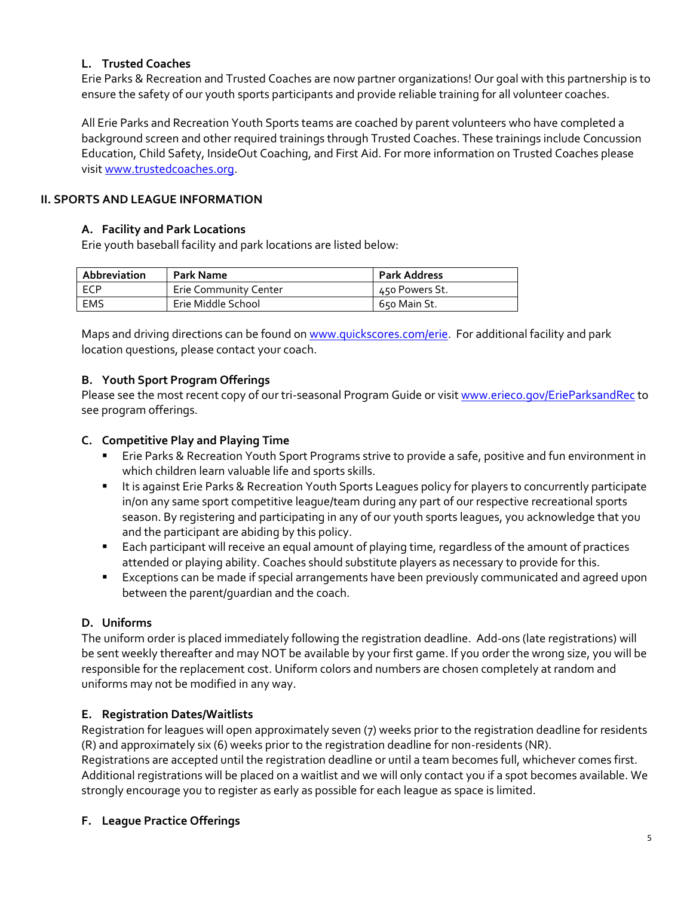### L. Trusted Coaches

Erie Parks & Recreation and Trusted Coaches are now partner organizations! Our goal with this partnership is to ensure the safety of our youth sports participants and provide reliable training for all volunteer coaches.

All Erie Parks and Recreation Youth Sports teams are coached by parent volunteers who have completed a background screen and other required trainings through Trusted Coaches. These trainings include Concussion Education, Child Safety, InsideOut Coaching, and First Aid. For more information on Trusted Coaches please visit [www.trustedcoaches.org](http://www.trustedcoaches.org).

## II. SPORTS AND LEAGUE INFORMATION

### A. Facility and Park Locations

Erie youth baseball facility and park locations are listed below:

| Abbreviation | Park Name | Park Address |
|---|---|---|
| ECP | Erie Community Center | 450 Powers St. |
| EMS | Erie Middle School | 650 Main St. |

Maps and driving directions can be found on [www.quickscores.com/erie](http://www.quickscores.com/erie). For additional facility and park location questions, please contact your coach.

### B. Youth Sport Program Offerings

Please see the most recent copy of our tri-seasonal Program Guide or visit [www.erieco.gov/ErieParksandRec](http://www.erieco.gov/ErieParksandRec) to see program offerings.

### C. Competitive Play and Playing Time

- Erie Parks & Recreation Youth Sport Programs strive to provide a safe, positive and fun environment in which children learn valuable life and sports skills.
- It is against Erie Parks & Recreation Youth Sports Leagues policy for players to concurrently participate in/on any same sport competitive league/team during any part of our respective recreational sports season. By registering and participating in any of our youth sports leagues, you acknowledge that you and the participant are abiding by this policy.
- Each participant will receive an equal amount of playing time, regardless of the amount of practices attended or playing ability. Coaches should substitute players as necessary to provide for this.
- Exceptions can be made if special arrangements have been previously communicated and agreed upon between the parent/guardian and the coach.

### D. Uniforms

The uniform order is placed immediately following the registration deadline. Add-ons (late registrations) will be sent weekly thereafter and may NOT be available by your first game. If you order the wrong size, you will be responsible for the replacement cost. Uniform colors and numbers are chosen completely at random and uniforms may not be modified in any way.

### E. Registration Dates/Waitlists

Registration for leagues will open approximately seven (7) weeks prior to the registration deadline for residents (R) and approximately six (6) weeks prior to the registration deadline for non-residents (NR).
Registrations are accepted until the registration deadline or until a team becomes full, whichever comes first. Additional registrations will be placed on a waitlist and we will only contact you if a spot becomes available. We strongly encourage you to register as early as possible for each league as space is limited.

### F. League Practice Offerings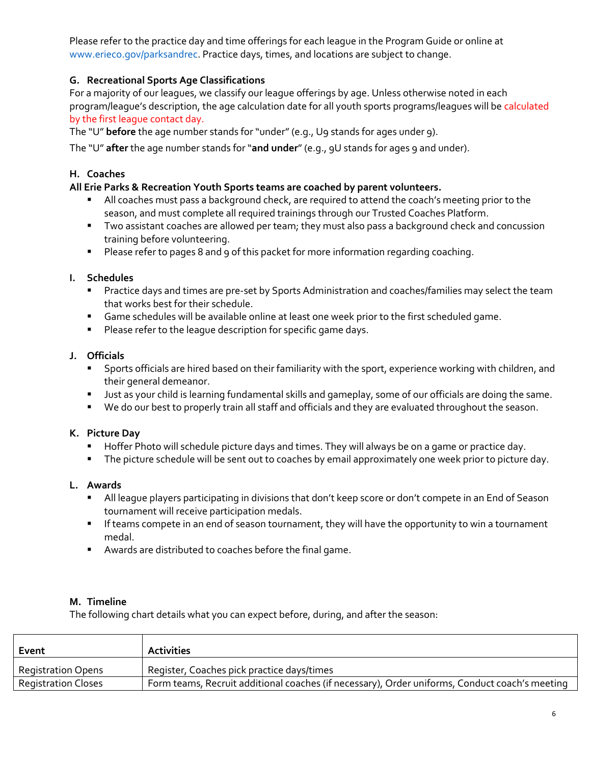Please refer to the practice day and time offerings for each league in the Program Guide or online at www.erieco.gov/parksandrec. Practice days, times, and locations are subject to change.

### G. Recreational Sports Age Classifications

For a majority of our leagues, we classify our league offerings by age. Unless otherwise noted in each program/league's description, the age calculation date for all youth sports programs/leagues will be calculated by the first league contact day.

The "U" **before** the age number stands for "under" (e.g., U9 stands for ages under 9).

The "U" **after** the age number stands for "**and under**" (e.g., 9U stands for ages 9 and under).

### H. Coaches

**All Erie Parks & Recreation Youth Sports teams are coached by parent volunteers.**

- All coaches must pass a background check, are required to attend the coach's meeting prior to the season, and must complete all required trainings through our Trusted Coaches Platform.
- Two assistant coaches are allowed per team; they must also pass a background check and concussion training before volunteering.
- Please refer to pages 8 and 9 of this packet for more information regarding coaching.

### I. Schedules

- Practice days and times are pre-set by Sports Administration and coaches/families may select the team that works best for their schedule.
- Game schedules will be available online at least one week prior to the first scheduled game.
- Please refer to the league description for specific game days.

### J. Officials

- Sports officials are hired based on their familiarity with the sport, experience working with children, and their general demeanor.
- Just as your child is learning fundamental skills and gameplay, some of our officials are doing the same.
- We do our best to properly train all staff and officials and they are evaluated throughout the season.

### K. Picture Day

- Hoffer Photo will schedule picture days and times. They will always be on a game or practice day.
- The picture schedule will be sent out to coaches by email approximately one week prior to picture day.

### L. Awards

- All league players participating in divisions that don't keep score or don't compete in an End of Season tournament will receive participation medals.
- If teams compete in an end of season tournament, they will have the opportunity to win a tournament medal.
- Awards are distributed to coaches before the final game.

### M. Timeline

The following chart details what you can expect before, during, and after the season:

| Event | Activities |
|---|---|
| Registration Opens | Register, Coaches pick practice days/times |
| Registration Closes | Form teams, Recruit additional coaches (if necessary), Order uniforms, Conduct coach's meeting |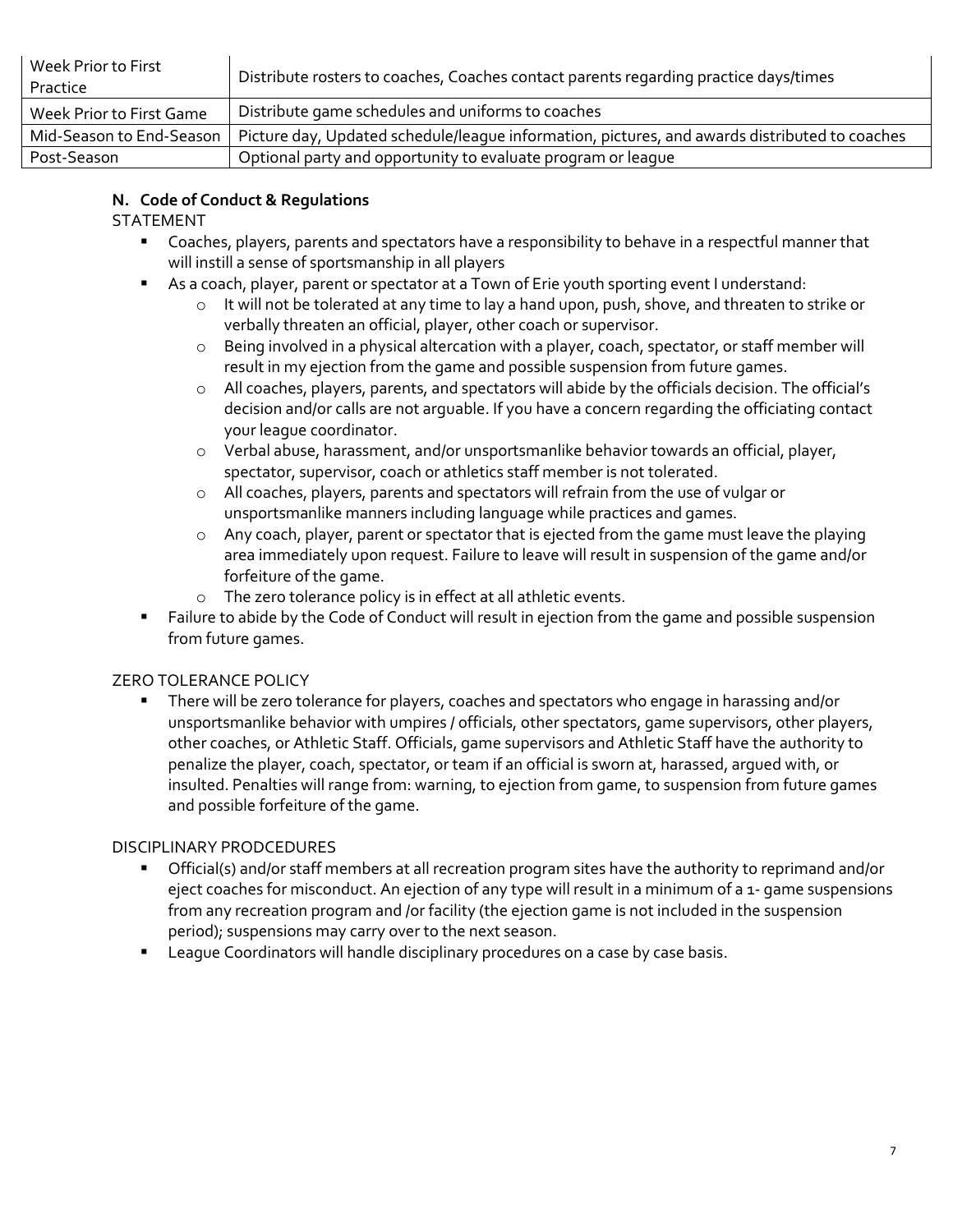| Week Prior to First Practice | Distribute rosters to coaches, Coaches contact parents regarding practice days/times |
|---|---|
| Week Prior to First Game | Distribute game schedules and uniforms to coaches |
| Mid-Season to End-Season | Picture day, Updated schedule/league information, pictures, and awards distributed to coaches |
| Post-Season | Optional party and opportunity to evaluate program or league |

### N. Code of Conduct & Regulations

STATEMENT

- Coaches, players, parents and spectators have a responsibility to behave in a respectful manner that will instill a sense of sportsmanship in all players
- As a coach, player, parent or spectator at a Town of Erie youth sporting event I understand:
  - It will not be tolerated at any time to lay a hand upon, push, shove, and threaten to strike or verbally threaten an official, player, other coach or supervisor.
  - Being involved in a physical altercation with a player, coach, spectator, or staff member will result in my ejection from the game and possible suspension from future games.
  - All coaches, players, parents, and spectators will abide by the officials decision. The official's decision and/or calls are not arguable. If you have a concern regarding the officiating contact your league coordinator.
  - Verbal abuse, harassment, and/or unsportsmanlike behavior towards an official, player, spectator, supervisor, coach or athletics staff member is not tolerated.
  - All coaches, players, parents and spectators will refrain from the use of vulgar or unsportsmanlike manners including language while practices and games.
  - Any coach, player, parent or spectator that is ejected from the game must leave the playing area immediately upon request. Failure to leave will result in suspension of the game and/or forfeiture of the game.
  - The zero tolerance policy is in effect at all athletic events.
- Failure to abide by the Code of Conduct will result in ejection from the game and possible suspension from future games.

ZERO TOLERANCE POLICY

- There will be zero tolerance for players, coaches and spectators who engage in harassing and/or unsportsmanlike behavior with umpires / officials, other spectators, game supervisors, other players, other coaches, or Athletic Staff. Officials, game supervisors and Athletic Staff have the authority to penalize the player, coach, spectator, or team if an official is sworn at, harassed, argued with, or insulted. Penalties will range from: warning, to ejection from game, to suspension from future games and possible forfeiture of the game.

DISCIPLINARY PRODCEDURES

- Official(s) and/or staff members at all recreation program sites have the authority to reprimand and/or eject coaches for misconduct. An ejection of any type will result in a minimum of a 1- game suspensions from any recreation program and /or facility (the ejection game is not included in the suspension period); suspensions may carry over to the next season.
- League Coordinators will handle disciplinary procedures on a case by case basis.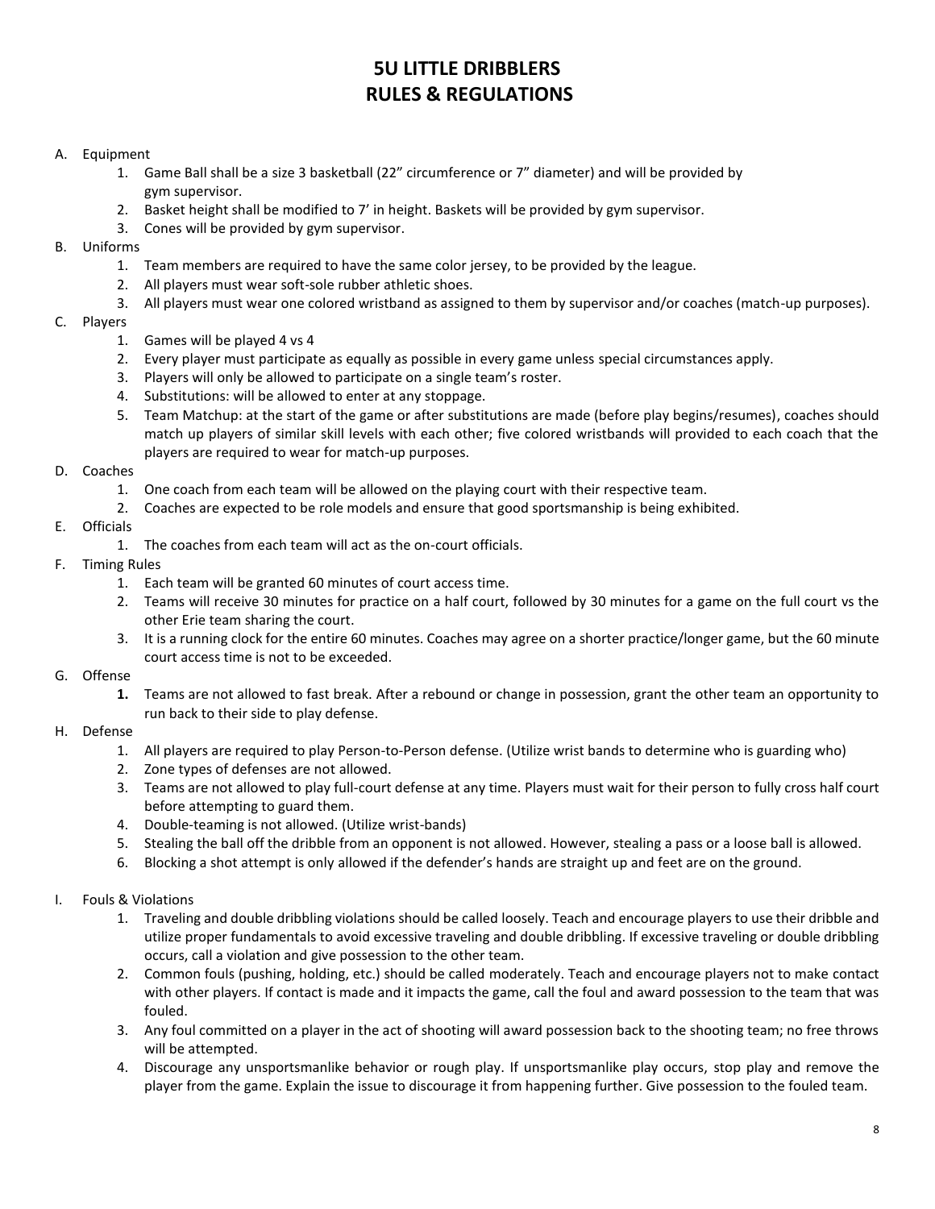# 5U LITTLE DRIBBLERS
# RULES & REGULATIONS

A. Equipment
   1. Game Ball shall be a size 3 basketball (22" circumference or 7" diameter) and will be provided by gym supervisor.
   2. Basket height shall be modified to 7' in height. Baskets will be provided by gym supervisor.
   3. Cones will be provided by gym supervisor.

B. Uniforms
   1. Team members are required to have the same color jersey, to be provided by the league.
   2. All players must wear soft-sole rubber athletic shoes.
   3. All players must wear one colored wristband as assigned to them by supervisor and/or coaches (match-up purposes).

C. Players
   1. Games will be played 4 vs 4
   2. Every player must participate as equally as possible in every game unless special circumstances apply.
   3. Players will only be allowed to participate on a single team's roster.
   4. Substitutions: will be allowed to enter at any stoppage.
   5. Team Matchup: at the start of the game or after substitutions are made (before play begins/resumes), coaches should match up players of similar skill levels with each other; five colored wristbands will provided to each coach that the players are required to wear for match-up purposes.

D. Coaches
   1. One coach from each team will be allowed on the playing court with their respective team.
   2. Coaches are expected to be role models and ensure that good sportsmanship is being exhibited.

E. Officials
   1. The coaches from each team will act as the on-court officials.

F. Timing Rules
   1. Each team will be granted 60 minutes of court access time.
   2. Teams will receive 30 minutes for practice on a half court, followed by 30 minutes for a game on the full court vs the other Erie team sharing the court.
   3. It is a running clock for the entire 60 minutes. Coaches may agree on a shorter practice/longer game, but the 60 minute court access time is not to be exceeded.

G. Offense
   **1.** Teams are not allowed to fast break. After a rebound or change in possession, grant the other team an opportunity to run back to their side to play defense.

H. Defense
   1. All players are required to play Person-to-Person defense. (Utilize wrist bands to determine who is guarding who)
   2. Zone types of defenses are not allowed.
   3. Teams are not allowed to play full-court defense at any time. Players must wait for their person to fully cross half court before attempting to guard them.
   4. Double-teaming is not allowed. (Utilize wrist-bands)
   5. Stealing the ball off the dribble from an opponent is not allowed. However, stealing a pass or a loose ball is allowed.
   6. Blocking a shot attempt is only allowed if the defender's hands are straight up and feet are on the ground.

I. Fouls & Violations
   1. Traveling and double dribbling violations should be called loosely. Teach and encourage players to use their dribble and utilize proper fundamentals to avoid excessive traveling and double dribbling. If excessive traveling or double dribbling occurs, call a violation and give possession to the other team.
   2. Common fouls (pushing, holding, etc.) should be called moderately. Teach and encourage players not to make contact with other players. If contact is made and it impacts the game, call the foul and award possession to the team that was fouled.
   3. Any foul committed on a player in the act of shooting will award possession back to the shooting team; no free throws will be attempted.
   4. Discourage any unsportsmanlike behavior or rough play. If unsportsmanlike play occurs, stop play and remove the player from the game. Explain the issue to discourage it from happening further. Give possession to the fouled team.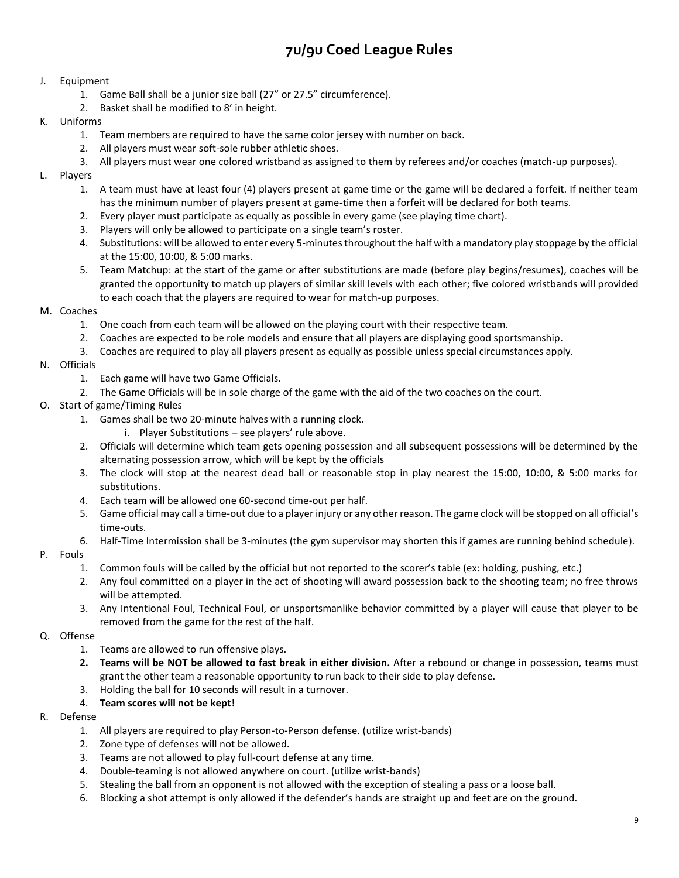# 7u/9u Coed League Rules

J. Equipment
   1. Game Ball shall be a junior size ball (27" or 27.5" circumference).
   2. Basket shall be modified to 8' in height.

K. Uniforms
   1. Team members are required to have the same color jersey with number on back.
   2. All players must wear soft-sole rubber athletic shoes.
   3. All players must wear one colored wristband as assigned to them by referees and/or coaches (match-up purposes).

L. Players
   1. A team must have at least four (4) players present at game time or the game will be declared a forfeit. If neither team has the minimum number of players present at game-time then a forfeit will be declared for both teams.
   2. Every player must participate as equally as possible in every game (see playing time chart).
   3. Players will only be allowed to participate on a single team's roster.
   4. Substitutions: will be allowed to enter every 5-minutes throughout the half with a mandatory play stoppage by the official at the 15:00, 10:00, & 5:00 marks.
   5. Team Matchup: at the start of the game or after substitutions are made (before play begins/resumes), coaches will be granted the opportunity to match up players of similar skill levels with each other; five colored wristbands will provided to each coach that the players are required to wear for match-up purposes.

M. Coaches
   1. One coach from each team will be allowed on the playing court with their respective team.
   2. Coaches are expected to be role models and ensure that all players are displaying good sportsmanship.
   3. Coaches are required to play all players present as equally as possible unless special circumstances apply.

N. Officials
   1. Each game will have two Game Officials.
   2. The Game Officials will be in sole charge of the game with the aid of the two coaches on the court.

O. Start of game/Timing Rules
   1. Games shall be two 20-minute halves with a running clock.
      i. Player Substitutions – see players' rule above.
   2. Officials will determine which team gets opening possession and all subsequent possessions will be determined by the alternating possession arrow, which will be kept by the officials
   3. The clock will stop at the nearest dead ball or reasonable stop in play nearest the 15:00, 10:00, & 5:00 marks for substitutions.
   4. Each team will be allowed one 60-second time-out per half.
   5. Game official may call a time-out due to a player injury or any other reason. The game clock will be stopped on all official's time-outs.
   6. Half-Time Intermission shall be 3-minutes (the gym supervisor may shorten this if games are running behind schedule).

P. Fouls
   1. Common fouls will be called by the official but not reported to the scorer's table (ex: holding, pushing, etc.)
   2. Any foul committed on a player in the act of shooting will award possession back to the shooting team; no free throws will be attempted.
   3. Any Intentional Foul, Technical Foul, or unsportsmanlike behavior committed by a player will cause that player to be removed from the game for the rest of the half.

Q. Offense
   1. Teams are allowed to run offensive plays.
   2. **Teams will be NOT be allowed to fast break in either division.** After a rebound or change in possession, teams must grant the other team a reasonable opportunity to run back to their side to play defense.
   3. Holding the ball for 10 seconds will result in a turnover.
   4. **Team scores will not be kept!**

R. Defense
   1. All players are required to play Person-to-Person defense. (utilize wrist-bands)
   2. Zone type of defenses will not be allowed.
   3. Teams are not allowed to play full-court defense at any time.
   4. Double-teaming is not allowed anywhere on court. (utilize wrist-bands)
   5. Stealing the ball from an opponent is not allowed with the exception of stealing a pass or a loose ball.
   6. Blocking a shot attempt is only allowed if the defender's hands are straight up and feet are on the ground.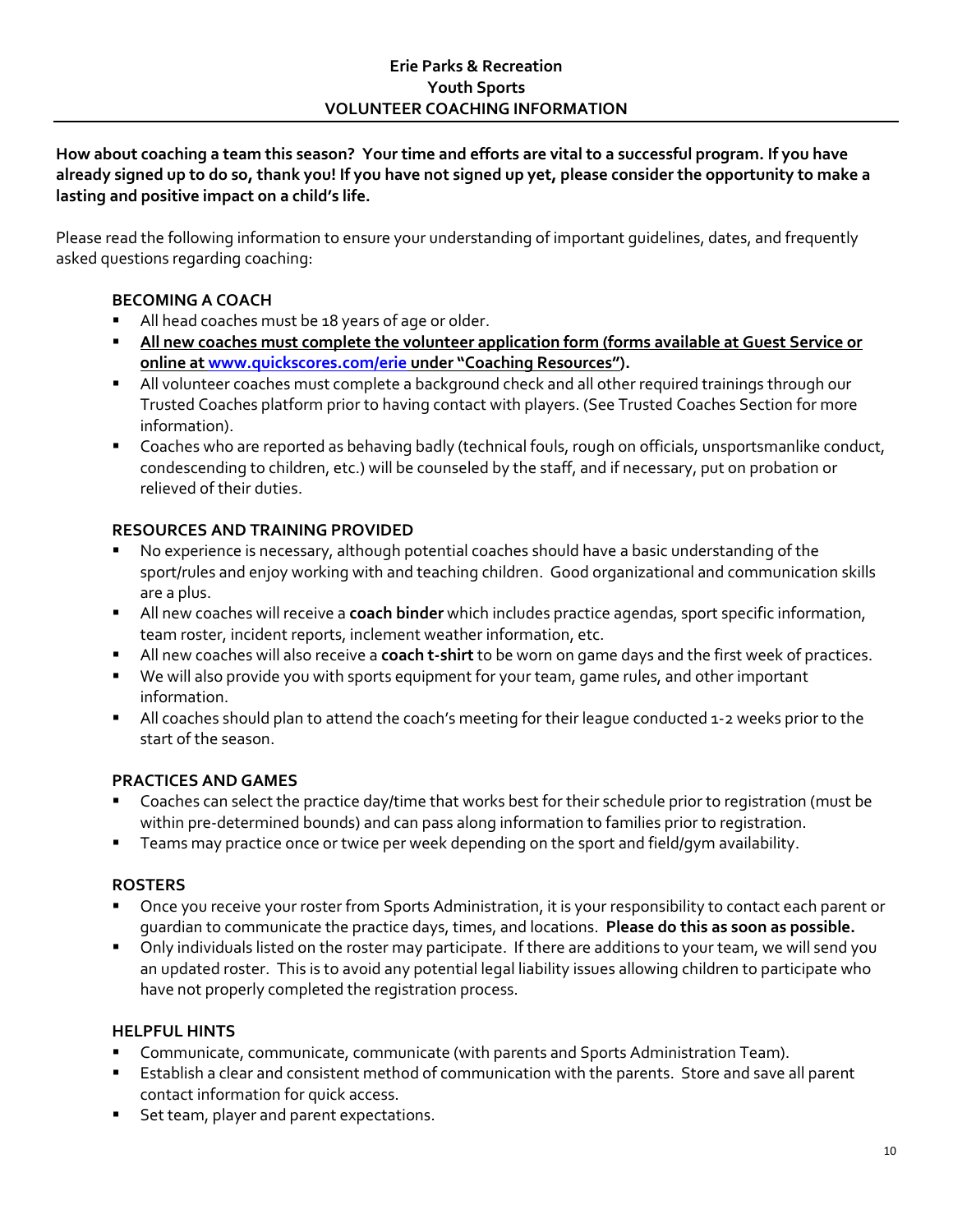# Erie Parks & Recreation
# Youth Sports
# VOLUNTEER COACHING INFORMATION

**How about coaching a team this season? Your time and efforts are vital to a successful program. If you have already signed up to do so, thank you! If you have not signed up yet, please consider the opportunity to make a lasting and positive impact on a child's life.**

Please read the following information to ensure your understanding of important guidelines, dates, and frequently asked questions regarding coaching:

### BECOMING A COACH

- All head coaches must be 18 years of age or older.
- **All new coaches must complete the volunteer application form (forms available at Guest Service or online at www.quickscores.com/erie under "Coaching Resources").**
- All volunteer coaches must complete a background check and all other required trainings through our Trusted Coaches platform prior to having contact with players. (See Trusted Coaches Section for more information).
- Coaches who are reported as behaving badly (technical fouls, rough on officials, unsportsmanlike conduct, condescending to children, etc.) will be counseled by the staff, and if necessary, put on probation or relieved of their duties.

### RESOURCES AND TRAINING PROVIDED

- No experience is necessary, although potential coaches should have a basic understanding of the sport/rules and enjoy working with and teaching children. Good organizational and communication skills are a plus.
- All new coaches will receive a **coach binder** which includes practice agendas, sport specific information, team roster, incident reports, inclement weather information, etc.
- All new coaches will also receive a **coach t-shirt** to be worn on game days and the first week of practices.
- We will also provide you with sports equipment for your team, game rules, and other important information.
- All coaches should plan to attend the coach's meeting for their league conducted 1-2 weeks prior to the start of the season.

### PRACTICES AND GAMES

- Coaches can select the practice day/time that works best for their schedule prior to registration (must be within pre-determined bounds) and can pass along information to families prior to registration.
- Teams may practice once or twice per week depending on the sport and field/gym availability.

### ROSTERS

- Once you receive your roster from Sports Administration, it is your responsibility to contact each parent or guardian to communicate the practice days, times, and locations. **Please do this as soon as possible.**
- Only individuals listed on the roster may participate. If there are additions to your team, we will send you an updated roster. This is to avoid any potential legal liability issues allowing children to participate who have not properly completed the registration process.

### HELPFUL HINTS

- Communicate, communicate, communicate (with parents and Sports Administration Team).
- Establish a clear and consistent method of communication with the parents. Store and save all parent contact information for quick access.
- Set team, player and parent expectations.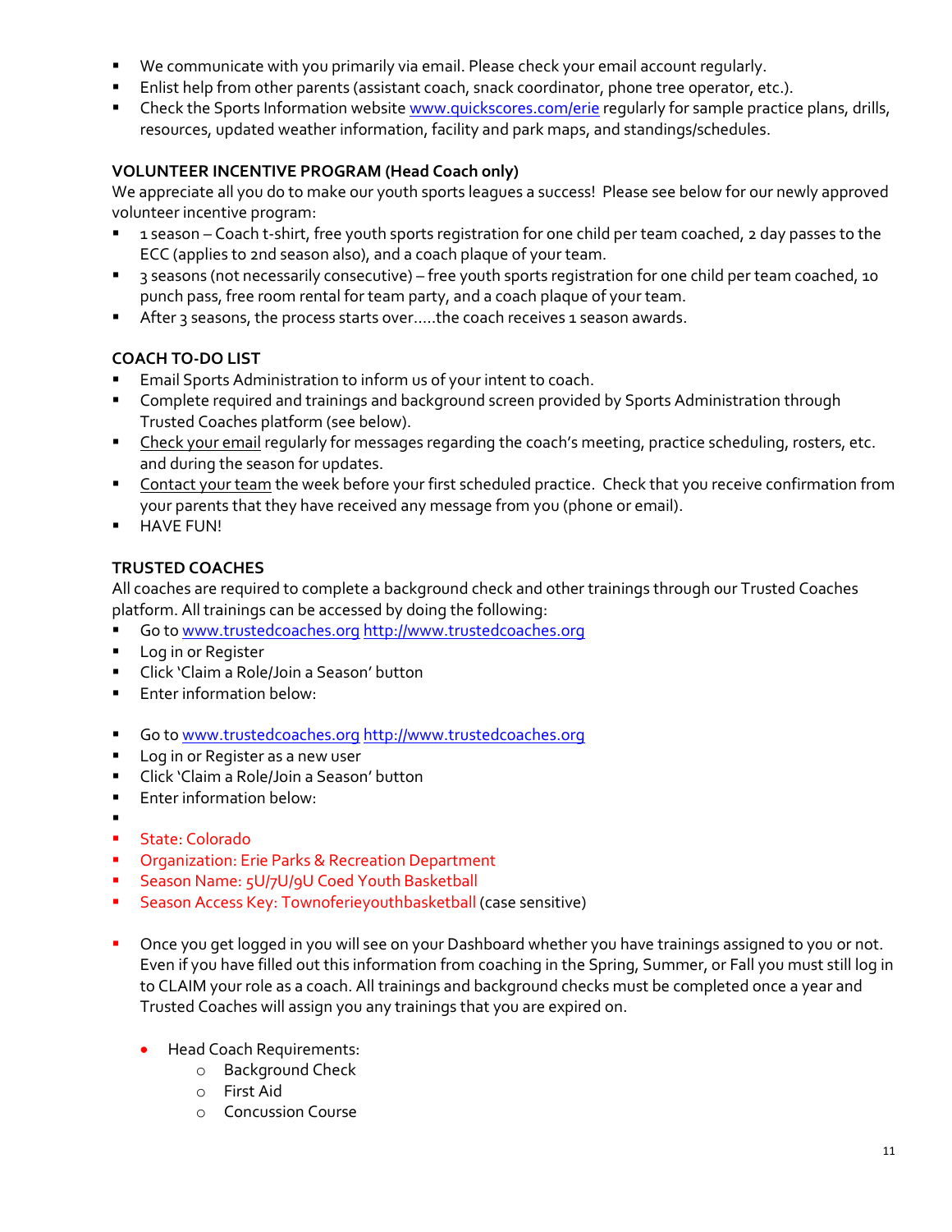- We communicate with you primarily via email. Please check your email account regularly.
- Enlist help from other parents (assistant coach, snack coordinator, phone tree operator, etc.).
- Check the Sports Information website [www.quickscores.com/erie](www.quickscores.com/erie) regularly for sample practice plans, drills, resources, updated weather information, facility and park maps, and standings/schedules.

**VOLUNTEER INCENTIVE PROGRAM (Head Coach only)**

We appreciate all you do to make our youth sports leagues a success! Please see below for our newly approved volunteer incentive program:

- 1 season – Coach t-shirt, free youth sports registration for one child per team coached, 2 day passes to the ECC (applies to 2nd season also), and a coach plaque of your team.
- 3 seasons (not necessarily consecutive) – free youth sports registration for one child per team coached, 10 punch pass, free room rental for team party, and a coach plaque of your team.
- After 3 seasons, the process starts over.....the coach receives 1 season awards.

**COACH TO-DO LIST**

- Email Sports Administration to inform us of your intent to coach.
- Complete required and trainings and background screen provided by Sports Administration through Trusted Coaches platform (see below).
- Check your email regularly for messages regarding the coach's meeting, practice scheduling, rosters, etc. and during the season for updates.
- Contact your team the week before your first scheduled practice. Check that you receive confirmation from your parents that they have received any message from you (phone or email).
- HAVE FUN!

**TRUSTED COACHES**

All coaches are required to complete a background check and other trainings through our Trusted Coaches platform. All trainings can be accessed by doing the following:

- Go to [www.trustedcoaches.org](http://www.trustedcoaches.org) http://www.trustedcoaches.org
- Log in or Register
- Click 'Claim a Role/Join a Season' button
- Enter information below:

- Go to [www.trustedcoaches.org](http://www.trustedcoaches.org) http://www.trustedcoaches.org
- Log in or Register as a new user
- Click 'Claim a Role/Join a Season' button
- Enter information below:
- 
- State: Colorado
- Organization: Erie Parks & Recreation Department
- Season Name: 5U/7U/9U Coed Youth Basketball
- Season Access Key: Townoferieyouthbasketball (case sensitive)

- Once you get logged in you will see on your Dashboard whether you have trainings assigned to you or not. Even if you have filled out this information from coaching in the Spring, Summer, or Fall you must still log in to CLAIM your role as a coach. All trainings and background checks must be completed once a year and Trusted Coaches will assign you any trainings that you are expired on.

  - Head Coach Requirements:
    - Background Check
    - First Aid
    - Concussion Course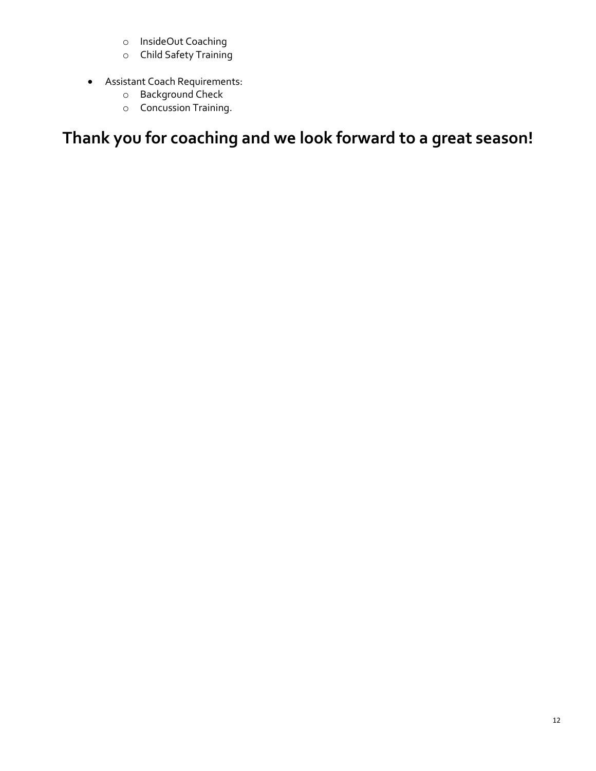- InsideOut Coaching
  - Child Safety Training

- Assistant Coach Requirements:
  - Background Check
  - Concussion Training.

# Thank you for coaching and we look forward to a great season!